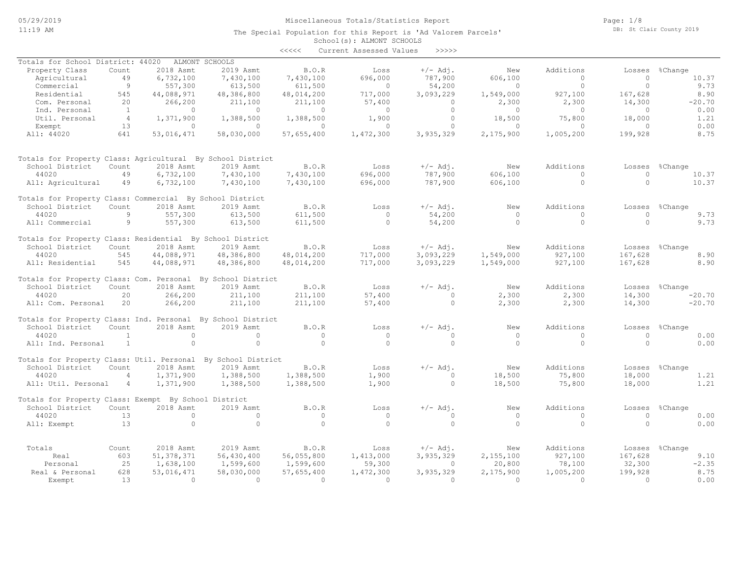# Miscellaneous Totals/Statistics Report

05/29/2019
11:19 AM

The Special Population for this Report is 'Ad Valorem Parcels'

School(s): ALMONT SCHOOLS

DB: St Clair County 2019

<<<<< Current Assessed Values >>>>>

## Totals for School District: 44020 ALMONT SCHOOLS

| Property Class | Count | 2018 Asmt | 2019 Asmt | B.O.R | Loss | +/- Adj. | New | Additions | Losses | %Change |
|---|---|---|---|---|---|---|---|---|---|---|
| Agricultural | 49 | 6,732,100 | 7,430,100 | 7,430,100 | 696,000 | 787,900 | 606,100 | 0 | 0 | 10.37 |
| Commercial | 9 | 557,300 | 613,500 | 611,500 | 0 | 54,200 | 0 | 0 | 0 | 9.73 |
| Residential | 545 | 44,088,971 | 48,386,800 | 48,014,200 | 717,000 | 3,093,229 | 1,549,000 | 927,100 | 167,628 | 8.90 |
| Com. Personal | 20 | 266,200 | 211,100 | 211,100 | 57,400 | 0 | 2,300 | 2,300 | 14,300 | -20.70 |
| Ind. Personal | 1 | 0 | 0 | 0 | 0 | 0 | 0 | 0 | 0 | 0.00 |
| Util. Personal | 4 | 1,371,900 | 1,388,500 | 1,388,500 | 1,900 | 0 | 18,500 | 75,800 | 18,000 | 1.21 |
| Exempt | 13 | 0 | 0 | 0 | 0 | 0 | 0 | 0 | 0 | 0.00 |
| All: 44020 | 641 | 53,016,471 | 58,030,000 | 57,655,400 | 1,472,300 | 3,935,329 | 2,175,900 | 1,005,200 | 199,928 | 8.75 |

## Totals for Property Class: Agricultural By School District

| School District | Count | 2018 Asmt | 2019 Asmt | B.O.R | Loss | +/- Adj. | New | Additions | Losses | %Change |
|---|---|---|---|---|---|---|---|---|---|---|
| 44020 | 49 | 6,732,100 | 7,430,100 | 7,430,100 | 696,000 | 787,900 | 606,100 | 0 | 0 | 10.37 |
| All: Agricultural | 49 | 6,732,100 | 7,430,100 | 7,430,100 | 696,000 | 787,900 | 606,100 | 0 | 0 | 10.37 |

## Totals for Property Class: Commercial By School District

| School District | Count | 2018 Asmt | 2019 Asmt | B.O.R | Loss | +/- Adj. | New | Additions | Losses | %Change |
|---|---|---|---|---|---|---|---|---|---|---|
| 44020 | 9 | 557,300 | 613,500 | 611,500 | 0 | 54,200 | 0 | 0 | 0 | 9.73 |
| All: Commercial | 9 | 557,300 | 613,500 | 611,500 | 0 | 54,200 | 0 | 0 | 0 | 9.73 |

## Totals for Property Class: Residential By School District

| School District | Count | 2018 Asmt | 2019 Asmt | B.O.R | Loss | +/- Adj. | New | Additions | Losses | %Change |
|---|---|---|---|---|---|---|---|---|---|---|
| 44020 | 545 | 44,088,971 | 48,386,800 | 48,014,200 | 717,000 | 3,093,229 | 1,549,000 | 927,100 | 167,628 | 8.90 |
| All: Residential | 545 | 44,088,971 | 48,386,800 | 48,014,200 | 717,000 | 3,093,229 | 1,549,000 | 927,100 | 167,628 | 8.90 |

## Totals for Property Class: Com. Personal By School District

| School District | Count | 2018 Asmt | 2019 Asmt | B.O.R | Loss | +/- Adj. | New | Additions | Losses | %Change |
|---|---|---|---|---|---|---|---|---|---|---|
| 44020 | 20 | 266,200 | 211,100 | 211,100 | 57,400 | 0 | 2,300 | 2,300 | 14,300 | -20.70 |
| All: Com. Personal | 20 | 266,200 | 211,100 | 211,100 | 57,400 | 0 | 2,300 | 2,300 | 14,300 | -20.70 |

## Totals for Property Class: Ind. Personal By School District

| School District | Count | 2018 Asmt | 2019 Asmt | B.O.R | Loss | +/- Adj. | New | Additions | Losses | %Change |
|---|---|---|---|---|---|---|---|---|---|---|
| 44020 | 1 | 0 | 0 | 0 | 0 | 0 | 0 | 0 | 0 | 0.00 |
| All: Ind. Personal | 1 | 0 | 0 | 0 | 0 | 0 | 0 | 0 | 0 | 0.00 |

## Totals for Property Class: Util. Personal By School District

| School District | Count | 2018 Asmt | 2019 Asmt | B.O.R | Loss | +/- Adj. | New | Additions | Losses | %Change |
|---|---|---|---|---|---|---|---|---|---|---|
| 44020 | 4 | 1,371,900 | 1,388,500 | 1,388,500 | 1,900 | 0 | 18,500 | 75,800 | 18,000 | 1.21 |
| All: Util. Personal | 4 | 1,371,900 | 1,388,500 | 1,388,500 | 1,900 | 0 | 18,500 | 75,800 | 18,000 | 1.21 |

## Totals for Property Class: Exempt By School District

| School District | Count | 2018 Asmt | 2019 Asmt | B.O.R | Loss | +/- Adj. | New | Additions | Losses | %Change |
|---|---|---|---|---|---|---|---|---|---|---|
| 44020 | 13 | 0 | 0 | 0 | 0 | 0 | 0 | 0 | 0 | 0.00 |
| All: Exempt | 13 | 0 | 0 | 0 | 0 | 0 | 0 | 0 | 0 | 0.00 |

## Totals

| Totals | Count | 2018 Asmt | 2019 Asmt | B.O.R | Loss | +/- Adj. | New | Additions | Losses | %Change |
|---|---|---|---|---|---|---|---|---|---|---|
| Real | 603 | 51,378,371 | 56,430,400 | 56,055,800 | 1,413,000 | 3,935,329 | 2,155,100 | 927,100 | 167,628 | 9.10 |
| Personal | 25 | 1,638,100 | 1,599,600 | 1,599,600 | 59,300 | 0 | 20,800 | 78,100 | 32,300 | -2.35 |
| Real & Personal | 628 | 53,016,471 | 58,030,000 | 57,655,400 | 1,472,300 | 3,935,329 | 2,175,900 | 1,005,200 | 199,928 | 8.75 |
| Exempt | 13 | 0 | 0 | 0 | 0 | 0 | 0 | 0 | 0 | 0.00 |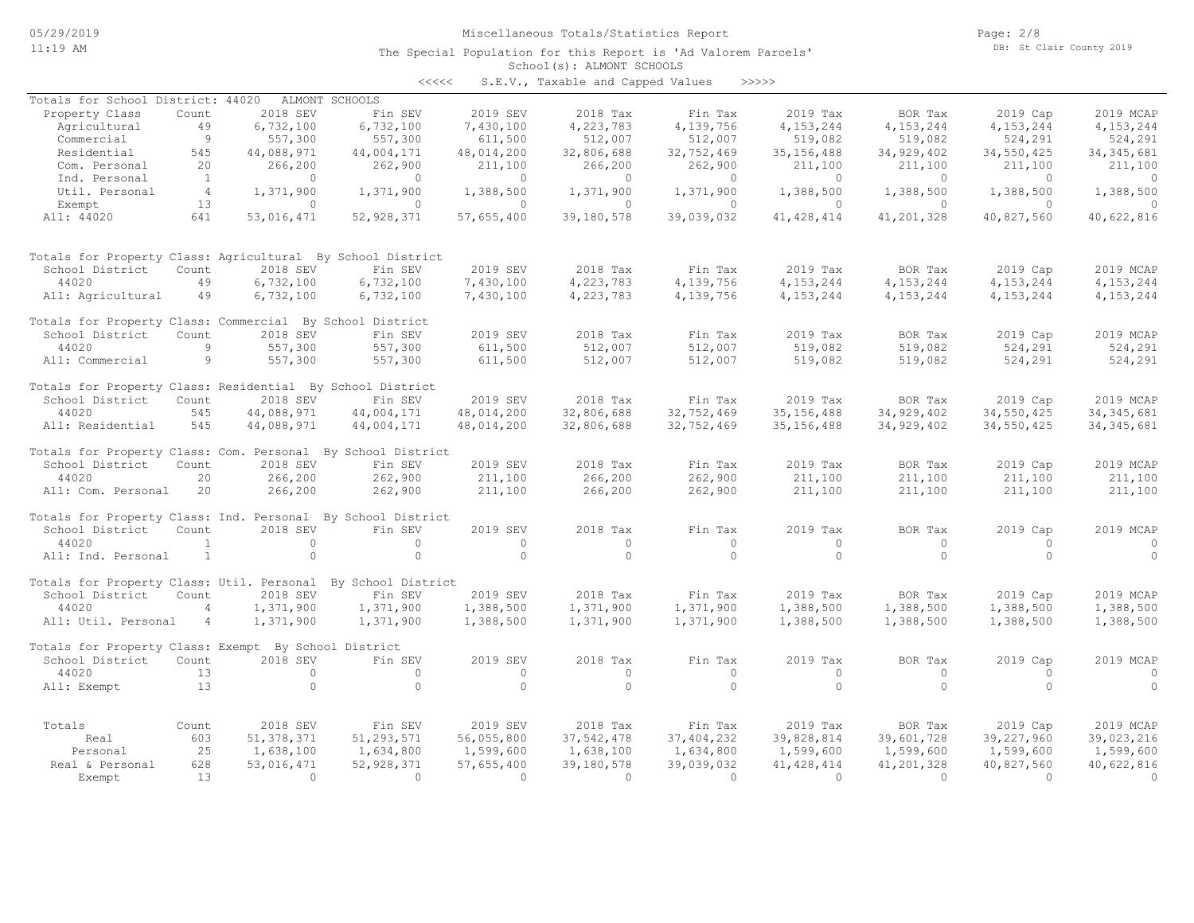# Miscellaneous Totals/Statistics Report

The Special Population for this Report is 'Ad Valorem Parcels'

School(s): ALMONT SCHOOLS

<<<<< S.E.V., Taxable and Capped Values >>>>>

Totals for School District: 44020 ALMONT SCHOOLS

| Property Class | Count | 2018 SEV | Fin SEV | 2019 SEV | 2018 Tax | Fin Tax | 2019 Tax | BOR Tax | 2019 Cap | 2019 MCAP |
|---|---|---|---|---|---|---|---|---|---|---|
| Agricultural | 49 | 6,732,100 | 6,732,100 | 7,430,100 | 4,223,783 | 4,139,756 | 4,153,244 | 4,153,244 | 4,153,244 | 4,153,244 |
| Commercial | 9 | 557,300 | 557,300 | 611,500 | 512,007 | 512,007 | 519,082 | 519,082 | 524,291 | 524,291 |
| Residential | 545 | 44,088,971 | 44,004,171 | 48,014,200 | 32,806,688 | 32,752,469 | 35,156,488 | 34,929,402 | 34,550,425 | 34,345,681 |
| Com. Personal | 20 | 266,200 | 262,900 | 211,100 | 266,200 | 262,900 | 211,100 | 211,100 | 211,100 | 211,100 |
| Ind. Personal | 1 | 0 | 0 | 0 | 0 | 0 | 0 | 0 | 0 | 0 |
| Util. Personal | 4 | 1,371,900 | 1,371,900 | 1,388,500 | 1,371,900 | 1,371,900 | 1,388,500 | 1,388,500 | 1,388,500 | 1,388,500 |
| Exempt | 13 | 0 | 0 | 0 | 0 | 0 | 0 | 0 | 0 | 0 |
| All: 44020 | 641 | 53,016,471 | 52,928,371 | 57,655,400 | 39,180,578 | 39,039,032 | 41,428,414 | 41,201,328 | 40,827,560 | 40,622,816 |

Totals for Property Class: Agricultural By School District

| School District | Count | 2018 SEV | Fin SEV | 2019 SEV | 2018 Tax | Fin Tax | 2019 Tax | BOR Tax | 2019 Cap | 2019 MCAP |
|---|---|---|---|---|---|---|---|---|---|---|
| 44020 | 49 | 6,732,100 | 6,732,100 | 7,430,100 | 4,223,783 | 4,139,756 | 4,153,244 | 4,153,244 | 4,153,244 | 4,153,244 |
| All: Agricultural | 49 | 6,732,100 | 6,732,100 | 7,430,100 | 4,223,783 | 4,139,756 | 4,153,244 | 4,153,244 | 4,153,244 | 4,153,244 |

Totals for Property Class: Commercial By School District

| School District | Count | 2018 SEV | Fin SEV | 2019 SEV | 2018 Tax | Fin Tax | 2019 Tax | BOR Tax | 2019 Cap | 2019 MCAP |
|---|---|---|---|---|---|---|---|---|---|---|
| 44020 | 9 | 557,300 | 557,300 | 611,500 | 512,007 | 512,007 | 519,082 | 519,082 | 524,291 | 524,291 |
| All: Commercial | 9 | 557,300 | 557,300 | 611,500 | 512,007 | 512,007 | 519,082 | 519,082 | 524,291 | 524,291 |

Totals for Property Class: Residential By School District

| School District | Count | 2018 SEV | Fin SEV | 2019 SEV | 2018 Tax | Fin Tax | 2019 Tax | BOR Tax | 2019 Cap | 2019 MCAP |
|---|---|---|---|---|---|---|---|---|---|---|
| 44020 | 545 | 44,088,971 | 44,004,171 | 48,014,200 | 32,806,688 | 32,752,469 | 35,156,488 | 34,929,402 | 34,550,425 | 34,345,681 |
| All: Residential | 545 | 44,088,971 | 44,004,171 | 48,014,200 | 32,806,688 | 32,752,469 | 35,156,488 | 34,929,402 | 34,550,425 | 34,345,681 |

Totals for Property Class: Com. Personal By School District

| School District | Count | 2018 SEV | Fin SEV | 2019 SEV | 2018 Tax | Fin Tax | 2019 Tax | BOR Tax | 2019 Cap | 2019 MCAP |
|---|---|---|---|---|---|---|---|---|---|---|
| 44020 | 20 | 266,200 | 262,900 | 211,100 | 266,200 | 262,900 | 211,100 | 211,100 | 211,100 | 211,100 |
| All: Com. Personal | 20 | 266,200 | 262,900 | 211,100 | 266,200 | 262,900 | 211,100 | 211,100 | 211,100 | 211,100 |

Totals for Property Class: Ind. Personal By School District

| School District | Count | 2018 SEV | Fin SEV | 2019 SEV | 2018 Tax | Fin Tax | 2019 Tax | BOR Tax | 2019 Cap | 2019 MCAP |
|---|---|---|---|---|---|---|---|---|---|---|
| 44020 | 1 | 0 | 0 | 0 | 0 | 0 | 0 | 0 | 0 | 0 |
| All: Ind. Personal | 1 | 0 | 0 | 0 | 0 | 0 | 0 | 0 | 0 | 0 |

Totals for Property Class: Util. Personal By School District

| School District | Count | 2018 SEV | Fin SEV | 2019 SEV | 2018 Tax | Fin Tax | 2019 Tax | BOR Tax | 2019 Cap | 2019 MCAP |
|---|---|---|---|---|---|---|---|---|---|---|
| 44020 | 4 | 1,371,900 | 1,371,900 | 1,388,500 | 1,371,900 | 1,371,900 | 1,388,500 | 1,388,500 | 1,388,500 | 1,388,500 |
| All: Util. Personal | 4 | 1,371,900 | 1,371,900 | 1,388,500 | 1,371,900 | 1,371,900 | 1,388,500 | 1,388,500 | 1,388,500 | 1,388,500 |

Totals for Property Class: Exempt By School District

| School District | Count | 2018 SEV | Fin SEV | 2019 SEV | 2018 Tax | Fin Tax | 2019 Tax | BOR Tax | 2019 Cap | 2019 MCAP |
|---|---|---|---|---|---|---|---|---|---|---|
| 44020 | 13 | 0 | 0 | 0 | 0 | 0 | 0 | 0 | 0 | 0 |
| All: Exempt | 13 | 0 | 0 | 0 | 0 | 0 | 0 | 0 | 0 | 0 |

| Totals | Count | 2018 SEV | Fin SEV | 2019 SEV | 2018 Tax | Fin Tax | 2019 Tax | BOR Tax | 2019 Cap | 2019 MCAP |
|---|---|---|---|---|---|---|---|---|---|---|
| Real | 603 | 51,378,371 | 51,293,571 | 56,055,800 | 37,542,478 | 37,404,232 | 39,828,814 | 39,601,728 | 39,227,960 | 39,023,216 |
| Personal | 25 | 1,638,100 | 1,634,800 | 1,599,600 | 1,638,100 | 1,634,800 | 1,599,600 | 1,599,600 | 1,599,600 | 1,599,600 |
| Real & Personal | 628 | 53,016,471 | 52,928,371 | 57,655,400 | 39,180,578 | 39,039,032 | 41,428,414 | 41,201,328 | 40,827,560 | 40,622,816 |
| Exempt | 13 | 0 | 0 | 0 | 0 | 0 | 0 | 0 | 0 | 0 |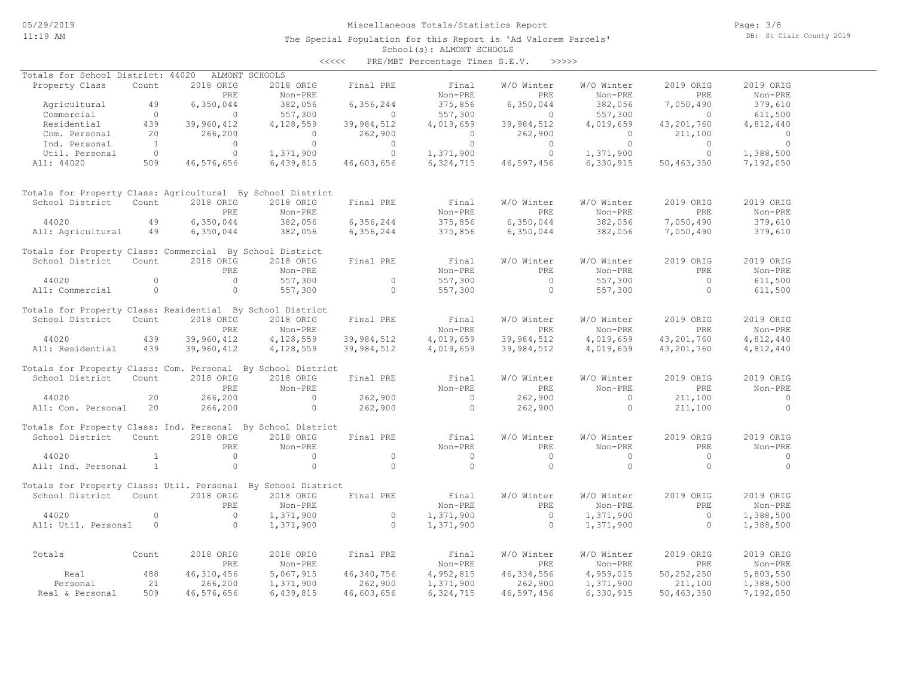Miscellaneous Totals/Statistics Report

The Special Population for this Report is 'Ad Valorem Parcels'

School(s): ALMONT SCHOOLS

<<<<< PRE/MBT Percentage Times S.E.V. >>>>>

Totals for School District: 44020 ALMONT SCHOOLS

| Property Class | Count | 2018 ORIG PRE | 2018 ORIG Non-PRE | Final PRE | Final Non-PRE | W/O Winter PRE | W/O Winter Non-PRE | 2019 ORIG PRE | 2019 ORIG Non-PRE |
|---|---|---|---|---|---|---|---|---|---|
| Agricultural | 49 | 6,350,044 | 382,056 | 6,356,244 | 375,856 | 6,350,044 | 382,056 | 7,050,490 | 379,610 |
| Commercial | 0 | 0 | 557,300 | 0 | 557,300 | 0 | 557,300 | 0 | 611,500 |
| Residential | 439 | 39,960,412 | 4,128,559 | 39,984,512 | 4,019,659 | 39,984,512 | 4,019,659 | 43,201,760 | 4,812,440 |
| Com. Personal | 20 | 266,200 | 0 | 262,900 | 0 | 262,900 | 0 | 211,100 | 0 |
| Ind. Personal | 1 | 0 | 0 | 0 | 0 | 0 | 0 | 0 | 0 |
| Util. Personal | 0 | 0 | 1,371,900 | 0 | 1,371,900 | 0 | 1,371,900 | 0 | 1,388,500 |
| All: 44020 | 509 | 46,576,656 | 6,439,815 | 46,603,656 | 6,324,715 | 46,597,456 | 6,330,915 | 50,463,350 | 7,192,050 |

Totals for Property Class: Agricultural By School District

| School District | Count | 2018 ORIG PRE | 2018 ORIG Non-PRE | Final PRE | Final Non-PRE | W/O Winter PRE | W/O Winter Non-PRE | 2019 ORIG PRE | 2019 ORIG Non-PRE |
|---|---|---|---|---|---|---|---|---|---|
| 44020 | 49 | 6,350,044 | 382,056 | 6,356,244 | 375,856 | 6,350,044 | 382,056 | 7,050,490 | 379,610 |
| All: Agricultural | 49 | 6,350,044 | 382,056 | 6,356,244 | 375,856 | 6,350,044 | 382,056 | 7,050,490 | 379,610 |

Totals for Property Class: Commercial By School District

| School District | Count | 2018 ORIG PRE | 2018 ORIG Non-PRE | Final PRE | Final Non-PRE | W/O Winter PRE | W/O Winter Non-PRE | 2019 ORIG PRE | 2019 ORIG Non-PRE |
|---|---|---|---|---|---|---|---|---|---|
| 44020 | 0 | 0 | 557,300 | 0 | 557,300 | 0 | 557,300 | 0 | 611,500 |
| All: Commercial | 0 | 0 | 557,300 | 0 | 557,300 | 0 | 557,300 | 0 | 611,500 |

Totals for Property Class: Residential By School District

| School District | Count | 2018 ORIG PRE | 2018 ORIG Non-PRE | Final PRE | Final Non-PRE | W/O Winter PRE | W/O Winter Non-PRE | 2019 ORIG PRE | 2019 ORIG Non-PRE |
|---|---|---|---|---|---|---|---|---|---|
| 44020 | 439 | 39,960,412 | 4,128,559 | 39,984,512 | 4,019,659 | 39,984,512 | 4,019,659 | 43,201,760 | 4,812,440 |
| All: Residential | 439 | 39,960,412 | 4,128,559 | 39,984,512 | 4,019,659 | 39,984,512 | 4,019,659 | 43,201,760 | 4,812,440 |

Totals for Property Class: Com. Personal By School District

| School District | Count | 2018 ORIG PRE | 2018 ORIG Non-PRE | Final PRE | Final Non-PRE | W/O Winter PRE | W/O Winter Non-PRE | 2019 ORIG PRE | 2019 ORIG Non-PRE |
|---|---|---|---|---|---|---|---|---|---|
| 44020 | 20 | 266,200 | 0 | 262,900 | 0 | 262,900 | 0 | 211,100 | 0 |
| All: Com. Personal | 20 | 266,200 | 0 | 262,900 | 0 | 262,900 | 0 | 211,100 | 0 |

Totals for Property Class: Ind. Personal By School District

| School District | Count | 2018 ORIG PRE | 2018 ORIG Non-PRE | Final PRE | Final Non-PRE | W/O Winter PRE | W/O Winter Non-PRE | 2019 ORIG PRE | 2019 ORIG Non-PRE |
|---|---|---|---|---|---|---|---|---|---|
| 44020 | 1 | 0 | 0 | 0 | 0 | 0 | 0 | 0 | 0 |
| All: Ind. Personal | 1 | 0 | 0 | 0 | 0 | 0 | 0 | 0 | 0 |

Totals for Property Class: Util. Personal By School District

| School District | Count | 2018 ORIG PRE | 2018 ORIG Non-PRE | Final PRE | Final Non-PRE | W/O Winter PRE | W/O Winter Non-PRE | 2019 ORIG PRE | 2019 ORIG Non-PRE |
|---|---|---|---|---|---|---|---|---|---|
| 44020 | 0 | 0 | 1,371,900 | 0 | 1,371,900 | 0 | 1,371,900 | 0 | 1,388,500 |
| All: Util. Personal | 0 | 0 | 1,371,900 | 0 | 1,371,900 | 0 | 1,371,900 | 0 | 1,388,500 |

| Totals | Count | 2018 ORIG PRE | 2018 ORIG Non-PRE | Final PRE | Final Non-PRE | W/O Winter PRE | W/O Winter Non-PRE | 2019 ORIG PRE | 2019 ORIG Non-PRE |
|---|---|---|---|---|---|---|---|---|---|
| Real | 488 | 46,310,456 | 5,067,915 | 46,340,756 | 4,952,815 | 46,334,556 | 4,959,015 | 50,252,250 | 5,803,550 |
| Personal | 21 | 266,200 | 1,371,900 | 262,900 | 1,371,900 | 262,900 | 1,371,900 | 211,100 | 1,388,500 |
| Real & Personal | 509 | 46,576,656 | 6,439,815 | 46,603,656 | 6,324,715 | 46,597,456 | 6,330,915 | 50,463,350 | 7,192,050 |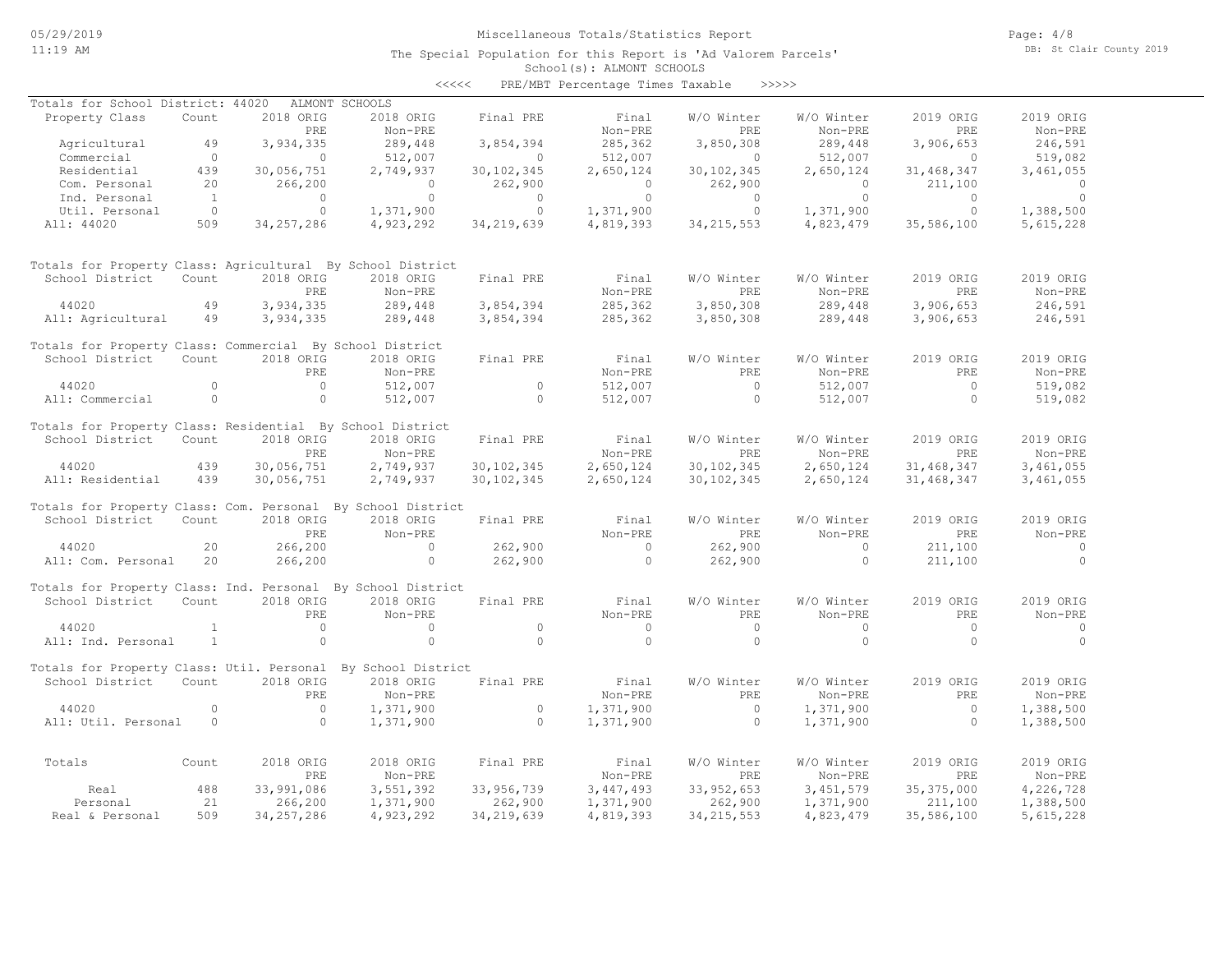Miscellaneous Totals/Statistics Report

The Special Population for this Report is 'Ad Valorem Parcels'

School(s): ALMONT SCHOOLS

<<<<< PRE/MBT Percentage Times Taxable >>>>>

Totals for School District: 44020 ALMONT SCHOOLS

| Property Class | Count | 2018 ORIG PRE | 2018 ORIG Non-PRE | Final PRE | Final Non-PRE | W/O Winter PRE | W/O Winter Non-PRE | 2019 ORIG PRE | 2019 ORIG Non-PRE |
|---|---|---|---|---|---|---|---|---|---|
| Agricultural | 49 | 3,934,335 | 289,448 | 3,854,394 | 285,362 | 3,850,308 | 289,448 | 3,906,653 | 246,591 |
| Commercial | 0 | 0 | 512,007 | 0 | 512,007 | 0 | 512,007 | 0 | 519,082 |
| Residential | 439 | 30,056,751 | 2,749,937 | 30,102,345 | 2,650,124 | 30,102,345 | 2,650,124 | 31,468,347 | 3,461,055 |
| Com. Personal | 20 | 266,200 | 0 | 262,900 | 0 | 262,900 | 0 | 211,100 | 0 |
| Ind. Personal | 1 | 0 | 0 | 0 | 0 | 0 | 0 | 0 | 0 |
| Util. Personal | 0 | 0 | 1,371,900 | 0 | 1,371,900 | 0 | 1,371,900 | 0 | 1,388,500 |
| All: 44020 | 509 | 34,257,286 | 4,923,292 | 34,219,639 | 4,819,393 | 34,215,553 | 4,823,479 | 35,586,100 | 5,615,228 |

Totals for Property Class: Agricultural By School District

| School District | Count | 2018 ORIG PRE | 2018 ORIG Non-PRE | Final PRE | Final Non-PRE | W/O Winter PRE | W/O Winter Non-PRE | 2019 ORIG PRE | 2019 ORIG Non-PRE |
|---|---|---|---|---|---|---|---|---|---|
| 44020 | 49 | 3,934,335 | 289,448 | 3,854,394 | 285,362 | 3,850,308 | 289,448 | 3,906,653 | 246,591 |
| All: Agricultural | 49 | 3,934,335 | 289,448 | 3,854,394 | 285,362 | 3,850,308 | 289,448 | 3,906,653 | 246,591 |

Totals for Property Class: Commercial By School District

| School District | Count | 2018 ORIG PRE | 2018 ORIG Non-PRE | Final PRE | Final Non-PRE | W/O Winter PRE | W/O Winter Non-PRE | 2019 ORIG PRE | 2019 ORIG Non-PRE |
|---|---|---|---|---|---|---|---|---|---|
| 44020 | 0 | 0 | 512,007 | 0 | 512,007 | 0 | 512,007 | 0 | 519,082 |
| All: Commercial | 0 | 0 | 512,007 | 0 | 512,007 | 0 | 512,007 | 0 | 519,082 |

Totals for Property Class: Residential By School District

| School District | Count | 2018 ORIG PRE | 2018 ORIG Non-PRE | Final PRE | Final Non-PRE | W/O Winter PRE | W/O Winter Non-PRE | 2019 ORIG PRE | 2019 ORIG Non-PRE |
|---|---|---|---|---|---|---|---|---|---|
| 44020 | 439 | 30,056,751 | 2,749,937 | 30,102,345 | 2,650,124 | 30,102,345 | 2,650,124 | 31,468,347 | 3,461,055 |
| All: Residential | 439 | 30,056,751 | 2,749,937 | 30,102,345 | 2,650,124 | 30,102,345 | 2,650,124 | 31,468,347 | 3,461,055 |

Totals for Property Class: Com. Personal By School District

| School District | Count | 2018 ORIG PRE | 2018 ORIG Non-PRE | Final PRE | Final Non-PRE | W/O Winter PRE | W/O Winter Non-PRE | 2019 ORIG PRE | 2019 ORIG Non-PRE |
|---|---|---|---|---|---|---|---|---|---|
| 44020 | 20 | 266,200 | 0 | 262,900 | 0 | 262,900 | 0 | 211,100 | 0 |
| All: Com. Personal | 20 | 266,200 | 0 | 262,900 | 0 | 262,900 | 0 | 211,100 | 0 |

Totals for Property Class: Ind. Personal By School District

| School District | Count | 2018 ORIG PRE | 2018 ORIG Non-PRE | Final PRE | Final Non-PRE | W/O Winter PRE | W/O Winter Non-PRE | 2019 ORIG PRE | 2019 ORIG Non-PRE |
|---|---|---|---|---|---|---|---|---|---|
| 44020 | 1 | 0 | 0 | 0 | 0 | 0 | 0 | 0 | 0 |
| All: Ind. Personal | 1 | 0 | 0 | 0 | 0 | 0 | 0 | 0 | 0 |

Totals for Property Class: Util. Personal By School District

| School District | Count | 2018 ORIG PRE | 2018 ORIG Non-PRE | Final PRE | Final Non-PRE | W/O Winter PRE | W/O Winter Non-PRE | 2019 ORIG PRE | 2019 ORIG Non-PRE |
|---|---|---|---|---|---|---|---|---|---|
| 44020 | 0 | 0 | 1,371,900 | 0 | 1,371,900 | 0 | 1,371,900 | 0 | 1,388,500 |
| All: Util. Personal | 0 | 0 | 1,371,900 | 0 | 1,371,900 | 0 | 1,371,900 | 0 | 1,388,500 |

| Totals | Count | 2018 ORIG PRE | 2018 ORIG Non-PRE | Final PRE | Final Non-PRE | W/O Winter PRE | W/O Winter Non-PRE | 2019 ORIG PRE | 2019 ORIG Non-PRE |
|---|---|---|---|---|---|---|---|---|---|
| Real | 488 | 33,991,086 | 3,551,392 | 33,956,739 | 3,447,493 | 33,952,653 | 3,451,579 | 35,375,000 | 4,226,728 |
| Personal | 21 | 266,200 | 1,371,900 | 262,900 | 1,371,900 | 262,900 | 1,371,900 | 211,100 | 1,388,500 |
| Real & Personal | 509 | 34,257,286 | 4,923,292 | 34,219,639 | 4,819,393 | 34,215,553 | 4,823,479 | 35,586,100 | 5,615,228 |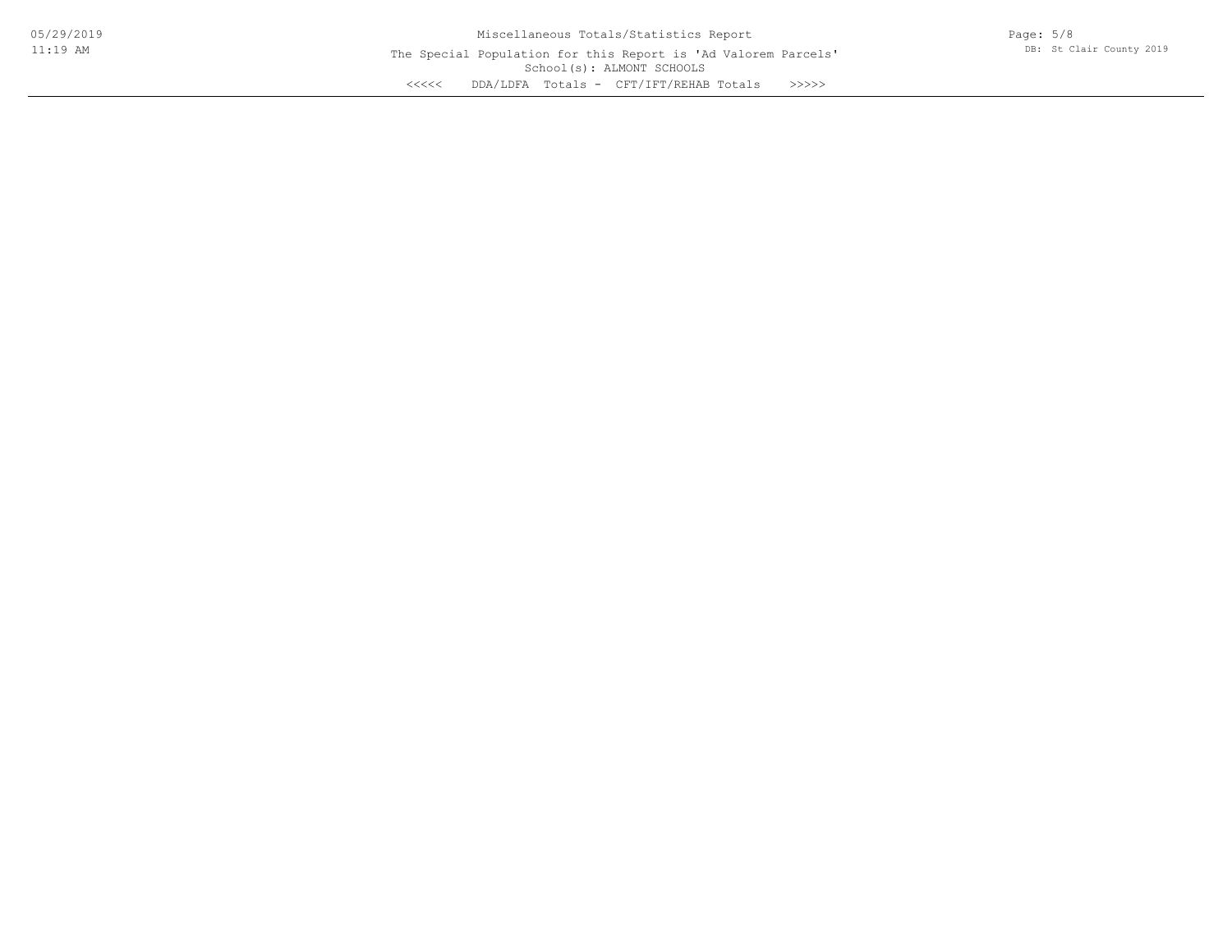<<<<< DDA/LDFA Totals - CFT/IFT/REHAB Totals >>>>>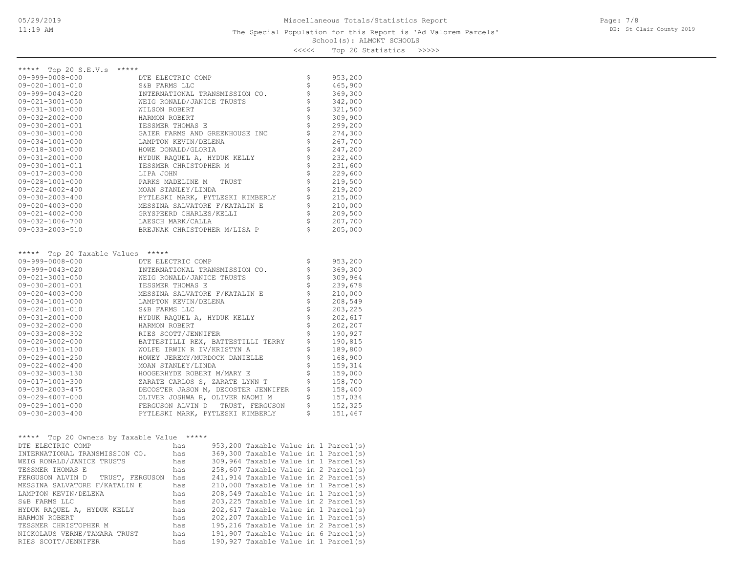Miscellaneous Totals/Statistics Report

The Special Population for this Report is 'Ad Valorem Parcels'

School(s): ALMONT SCHOOLS

<<<<< Top 20 Statistics >>>>>

## ***** Top 20 S.E.V.s *****

| Parcel | Owner | | S.E.V. |
|---|---|---|---|
| 09-999-0008-000 | DTE ELECTRIC COMP | $ | 953,200 |
| 09-020-1001-010 | S&B FARMS LLC | $ | 465,900 |
| 09-999-0043-020 | INTERNATIONAL TRANSMISSION CO. | $ | 369,300 |
| 09-021-3001-050 | WEIG RONALD/JANICE TRUSTS | $ | 342,000 |
| 09-031-3001-000 | WILSON ROBERT | $ | 321,500 |
| 09-032-2002-000 | HARMON ROBERT | $ | 309,900 |
| 09-030-2001-001 | TESSMER THOMAS E | $ | 299,200 |
| 09-030-3001-000 | GAIER FARMS AND GREENHOUSE INC | $ | 274,300 |
| 09-034-1001-000 | LAMPTON KEVIN/DELENA | $ | 267,700 |
| 09-018-3001-000 | HOWE DONALD/GLORIA | $ | 247,200 |
| 09-031-2001-000 | HYDUK RAQUEL A, HYDUK KELLY | $ | 232,400 |
| 09-030-1001-011 | TESSMER CHRISTOPHER M | $ | 231,600 |
| 09-017-2003-000 | LIPA JOHN | $ | 229,600 |
| 09-028-1001-000 | PARKS MADELINE M TRUST | $ | 219,500 |
| 09-022-4002-400 | MOAN STANLEY/LINDA | $ | 219,200 |
| 09-030-2003-400 | PYTLESKI MARK, PYTLESKI KIMBERLY | $ | 215,000 |
| 09-020-4003-000 | MESSINA SALVATORE F/KATALIN E | $ | 210,000 |
| 09-021-4002-000 | GRYSPEERD CHARLES/KELLI | $ | 209,500 |
| 09-032-1006-700 | LAESCH MARK/CALLA | $ | 207,700 |
| 09-033-2003-510 | BREJNAK CHRISTOPHER M/LISA P | $ | 205,000 |

## ***** Top 20 Taxable Values *****

| Parcel | Owner | | Taxable Value |
|---|---|---|---|
| 09-999-0008-000 | DTE ELECTRIC COMP | $ | 953,200 |
| 09-999-0043-020 | INTERNATIONAL TRANSMISSION CO. | $ | 369,300 |
| 09-021-3001-050 | WEIG RONALD/JANICE TRUSTS | $ | 309,964 |
| 09-030-2001-001 | TESSMER THOMAS E | $ | 239,678 |
| 09-020-4003-000 | MESSINA SALVATORE F/KATALIN E | $ | 210,000 |
| 09-034-1001-000 | LAMPTON KEVIN/DELENA | $ | 208,549 |
| 09-020-1001-010 | S&B FARMS LLC | $ | 203,225 |
| 09-031-2001-000 | HYDUK RAQUEL A, HYDUK KELLY | $ | 202,617 |
| 09-032-2002-000 | HARMON ROBERT | $ | 202,207 |
| 09-033-2008-302 | RIES SCOTT/JENNIFER | $ | 190,927 |
| 09-020-3002-000 | BATTESTILLI REX, BATTESTILLI TERRY | $ | 190,815 |
| 09-019-1001-100 | WOLFE IRWIN R IV/KRISTYN A | $ | 189,800 |
| 09-029-4001-250 | HOWEY JEREMY/MURDOCK DANIELLE | $ | 168,900 |
| 09-022-4002-400 | MOAN STANLEY/LINDA | $ | 159,314 |
| 09-032-3003-130 | HOOGERHYDE ROBERT M/MARY E | $ | 159,000 |
| 09-017-1001-300 | ZARATE CARLOS S, ZARATE LYNN T | $ | 158,700 |
| 09-030-2003-475 | DECOSTER JASON M, DECOSTER JENNIFER | $ | 158,400 |
| 09-029-4007-000 | OLIVER JOSHWA R, OLIVER NAOMI M | $ | 157,034 |
| 09-029-1001-000 | FERGUSON ALVIN D TRUST, FERGUSON | $ | 152,325 |
| 09-030-2003-400 | PYTLESKI MARK, PYTLESKI KIMBERLY | $ | 151,467 |

## ***** Top 20 Owners by Taxable Value *****

| Owner | | Taxable Value | Parcels |
|---|---|---|---|
| DTE ELECTRIC COMP | has | 953,200 Taxable Value | in 1 Parcel(s) |
| INTERNATIONAL TRANSMISSION CO. | has | 369,300 Taxable Value | in 1 Parcel(s) |
| WEIG RONALD/JANICE TRUSTS | has | 309,964 Taxable Value | in 1 Parcel(s) |
| TESSMER THOMAS E | has | 258,607 Taxable Value | in 2 Parcel(s) |
| FERGUSON ALVIN D TRUST, FERGUSON | has | 241,914 Taxable Value | in 2 Parcel(s) |
| MESSINA SALVATORE F/KATALIN E | has | 210,000 Taxable Value | in 1 Parcel(s) |
| LAMPTON KEVIN/DELENA | has | 208,549 Taxable Value | in 1 Parcel(s) |
| S&B FARMS LLC | has | 203,225 Taxable Value | in 2 Parcel(s) |
| HYDUK RAQUEL A, HYDUK KELLY | has | 202,617 Taxable Value | in 1 Parcel(s) |
| HARMON ROBERT | has | 202,207 Taxable Value | in 1 Parcel(s) |
| TESSMER CHRISTOPHER M | has | 195,216 Taxable Value | in 2 Parcel(s) |
| NICKOLAUS VERNE/TAMARA TRUST | has | 191,907 Taxable Value | in 6 Parcel(s) |
| RIES SCOTT/JENNIFER | has | 190,927 Taxable Value | in 1 Parcel(s) |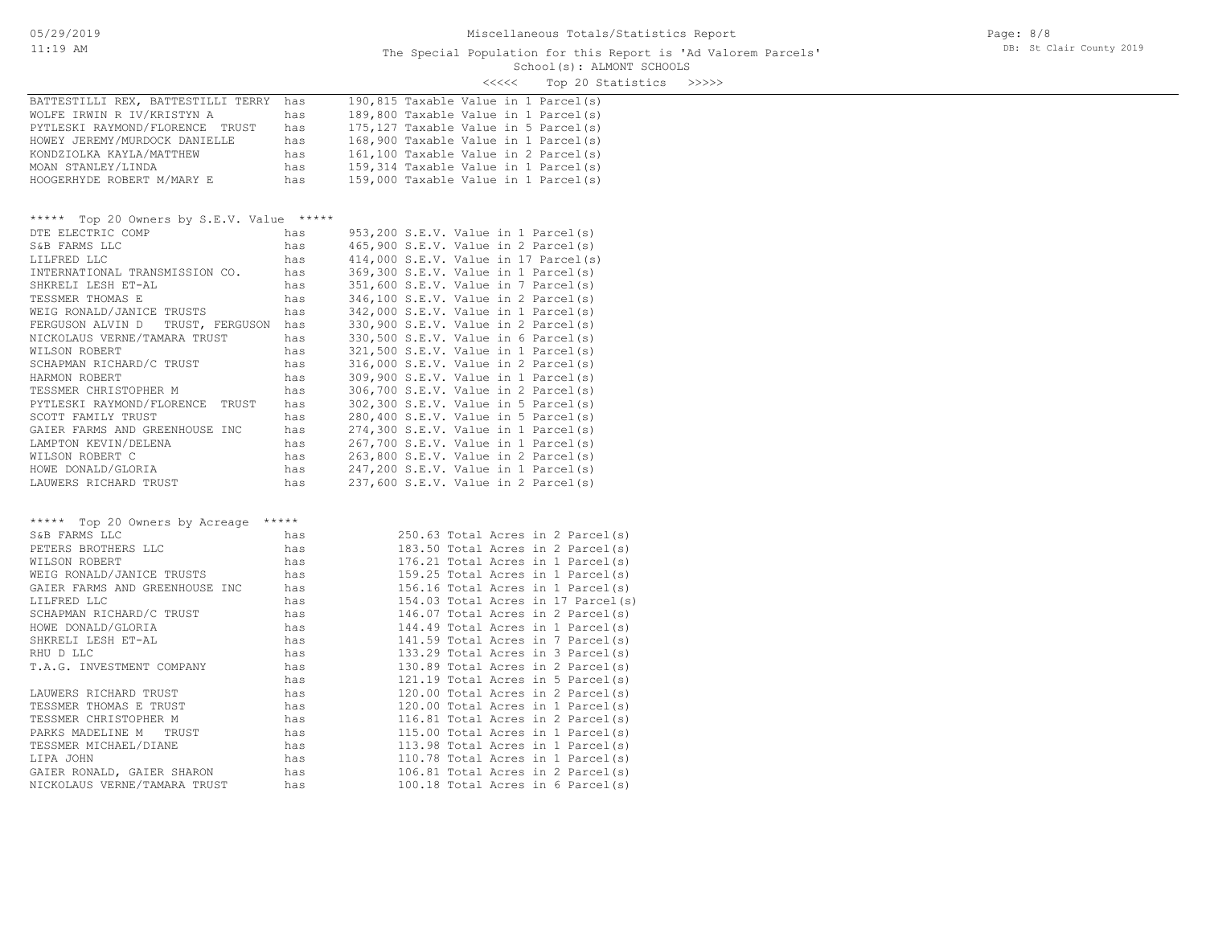Miscellaneous Totals/Statistics Report

The Special Population for this Report is 'Ad Valorem Parcels'

School(s): ALMONT SCHOOLS

<<<<< Top 20 Statistics >>>>>

| | | |
|---|---|---|
| BATTESTILLI REX, BATTESTILLI TERRY | has | 190,815 Taxable Value in 1 Parcel(s) |
| WOLFE IRWIN R IV/KRISTYN A | has | 189,800 Taxable Value in 1 Parcel(s) |
| PYTLESKI RAYMOND/FLORENCE TRUST | has | 175,127 Taxable Value in 5 Parcel(s) |
| HOWEY JEREMY/MURDOCK DANIELLE | has | 168,900 Taxable Value in 1 Parcel(s) |
| KONDZIOLKA KAYLA/MATTHEW | has | 161,100 Taxable Value in 2 Parcel(s) |
| MOAN STANLEY/LINDA | has | 159,314 Taxable Value in 1 Parcel(s) |
| HOOGERHYDE ROBERT M/MARY E | has | 159,000 Taxable Value in 1 Parcel(s) |

***** Top 20 Owners by S.E.V. Value *****

| | | |
|---|---|---|
| DTE ELECTRIC COMP | has | 953,200 S.E.V. Value in 1 Parcel(s) |
| S&B FARMS LLC | has | 465,900 S.E.V. Value in 2 Parcel(s) |
| LILFRED LLC | has | 414,000 S.E.V. Value in 17 Parcel(s) |
| INTERNATIONAL TRANSMISSION CO. | has | 369,300 S.E.V. Value in 1 Parcel(s) |
| SHKRELI LESH ET-AL | has | 351,600 S.E.V. Value in 7 Parcel(s) |
| TESSMER THOMAS E | has | 346,100 S.E.V. Value in 2 Parcel(s) |
| WEIG RONALD/JANICE TRUSTS | has | 342,000 S.E.V. Value in 1 Parcel(s) |
| FERGUSON ALVIN D TRUST, FERGUSON | has | 330,900 S.E.V. Value in 2 Parcel(s) |
| NICKOLAUS VERNE/TAMARA TRUST | has | 330,500 S.E.V. Value in 6 Parcel(s) |
| WILSON ROBERT | has | 321,500 S.E.V. Value in 1 Parcel(s) |
| SCHAPMAN RICHARD/C TRUST | has | 316,000 S.E.V. Value in 2 Parcel(s) |
| HARMON ROBERT | has | 309,900 S.E.V. Value in 1 Parcel(s) |
| TESSMER CHRISTOPHER M | has | 306,700 S.E.V. Value in 2 Parcel(s) |
| PYTLESKI RAYMOND/FLORENCE TRUST | has | 302,300 S.E.V. Value in 5 Parcel(s) |
| SCOTT FAMILY TRUST | has | 280,400 S.E.V. Value in 5 Parcel(s) |
| GAIER FARMS AND GREENHOUSE INC | has | 274,300 S.E.V. Value in 1 Parcel(s) |
| LAMPTON KEVIN/DELENA | has | 267,700 S.E.V. Value in 1 Parcel(s) |
| WILSON ROBERT C | has | 263,800 S.E.V. Value in 2 Parcel(s) |
| HOWE DONALD/GLORIA | has | 247,200 S.E.V. Value in 1 Parcel(s) |
| LAUWERS RICHARD TRUST | has | 237,600 S.E.V. Value in 2 Parcel(s) |

***** Top 20 Owners by Acreage *****

| | | |
|---|---|---|
| S&B FARMS LLC | has | 250.63 Total Acres in 2 Parcel(s) |
| PETERS BROTHERS LLC | has | 183.50 Total Acres in 2 Parcel(s) |
| WILSON ROBERT | has | 176.21 Total Acres in 1 Parcel(s) |
| WEIG RONALD/JANICE TRUSTS | has | 159.25 Total Acres in 1 Parcel(s) |
| GAIER FARMS AND GREENHOUSE INC | has | 156.16 Total Acres in 1 Parcel(s) |
| LILFRED LLC | has | 154.03 Total Acres in 17 Parcel(s) |
| SCHAPMAN RICHARD/C TRUST | has | 146.07 Total Acres in 2 Parcel(s) |
| HOWE DONALD/GLORIA | has | 144.49 Total Acres in 1 Parcel(s) |
| SHKRELI LESH ET-AL | has | 141.59 Total Acres in 7 Parcel(s) |
| RHU D LLC | has | 133.29 Total Acres in 3 Parcel(s) |
| T.A.G. INVESTMENT COMPANY | has | 130.89 Total Acres in 2 Parcel(s) |
| | has | 121.19 Total Acres in 5 Parcel(s) |
| LAUWERS RICHARD TRUST | has | 120.00 Total Acres in 2 Parcel(s) |
| TESSMER THOMAS E TRUST | has | 120.00 Total Acres in 1 Parcel(s) |
| TESSMER CHRISTOPHER M | has | 116.81 Total Acres in 2 Parcel(s) |
| PARKS MADELINE M TRUST | has | 115.00 Total Acres in 1 Parcel(s) |
| TESSMER MICHAEL/DIANE | has | 113.98 Total Acres in 1 Parcel(s) |
| LIPA JOHN | has | 110.78 Total Acres in 1 Parcel(s) |
| GAIER RONALD, GAIER SHARON | has | 106.81 Total Acres in 2 Parcel(s) |
| NICKOLAUS VERNE/TAMARA TRUST | has | 100.18 Total Acres in 6 Parcel(s) |